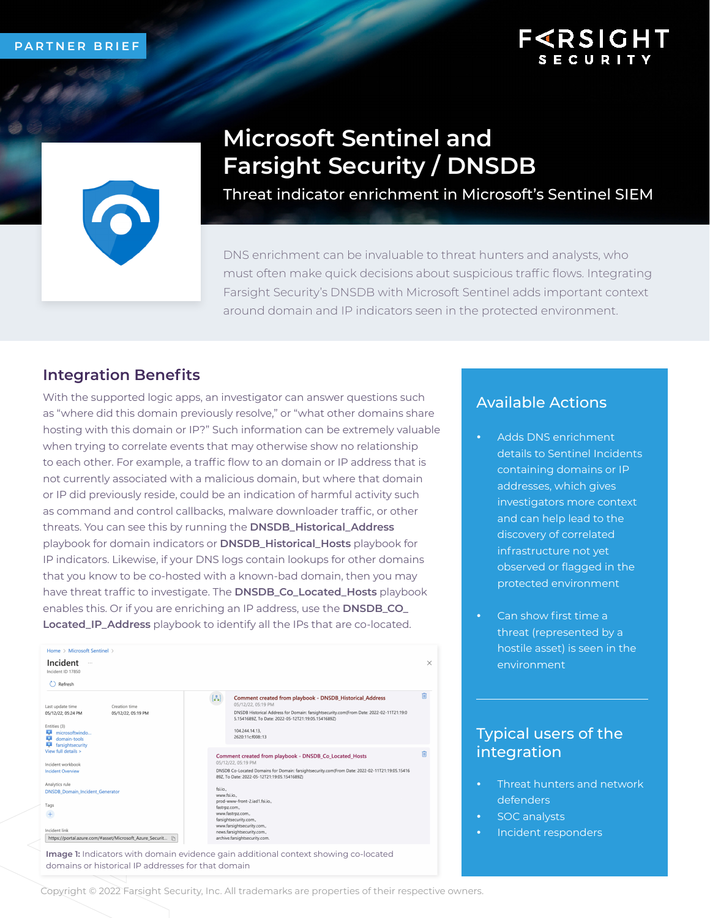PARTNER BRIEF

# Microsoft Sentinel and Farsight Security / DNSDB

## Threat indicator enrichment in Microsoft's Sentinel SIEM

DNS enrichment can be invaluable to threat hunters and analysts, who must often make quick decisions about suspicious traffic flows. Integrating Farsight Security's DNSDB with Microsoft Sentinel adds important context around domain and IP indicators seen in the protected environment.

## Integration Benefits

With the supported logic apps, an investigator can answer questions such as "where did this domain previously resolve," or "what other domains share hosting with this domain or IP?" Such information can be extremely valuable when trying to correlate events that may otherwise show no relationship to each other. For example, a traffic flow to an domain or IP address that is not currently associated with a malicious domain, but where that domain or IP did previously reside, could be an indication of harmful activity such as command and control callbacks, malware downloader traffic, or other threats. You can see this by running the **DNSDB_Historical_Address** playbook for domain indicators or **DNSDB_Historical_Hosts** playbook for IP indicators. Likewise, if your DNS logs contain lookups for other domains that you know to be co-hosted with a known-bad domain, then you may have threat traffic to investigate. The **DNSDB_Co_Located_Hosts** playbook enables this. Or if you are enriching an IP address, use the **DNSDB_CO_Located_IP_Address** playbook to identify all the IPs that are co-located.

**Image 1:** Indicators with domain evidence gain additional context showing co-located domains or historical IP addresses for that domain

## Available Actions

- Adds DNS enrichment details to Sentinel Incidents containing domains or IP addresses, which gives investigators more context and can help lead to the discovery of correlated infrastructure not yet observed or flagged in the protected environment
- Can show first time a threat (represented by a hostile asset) is seen in the environment

## Typical users of the integration

- Threat hunters and network defenders
- SOC analysts
- Incident responders

Copyright © 2022 Farsight Security, Inc. All trademarks are properties of their respective owners.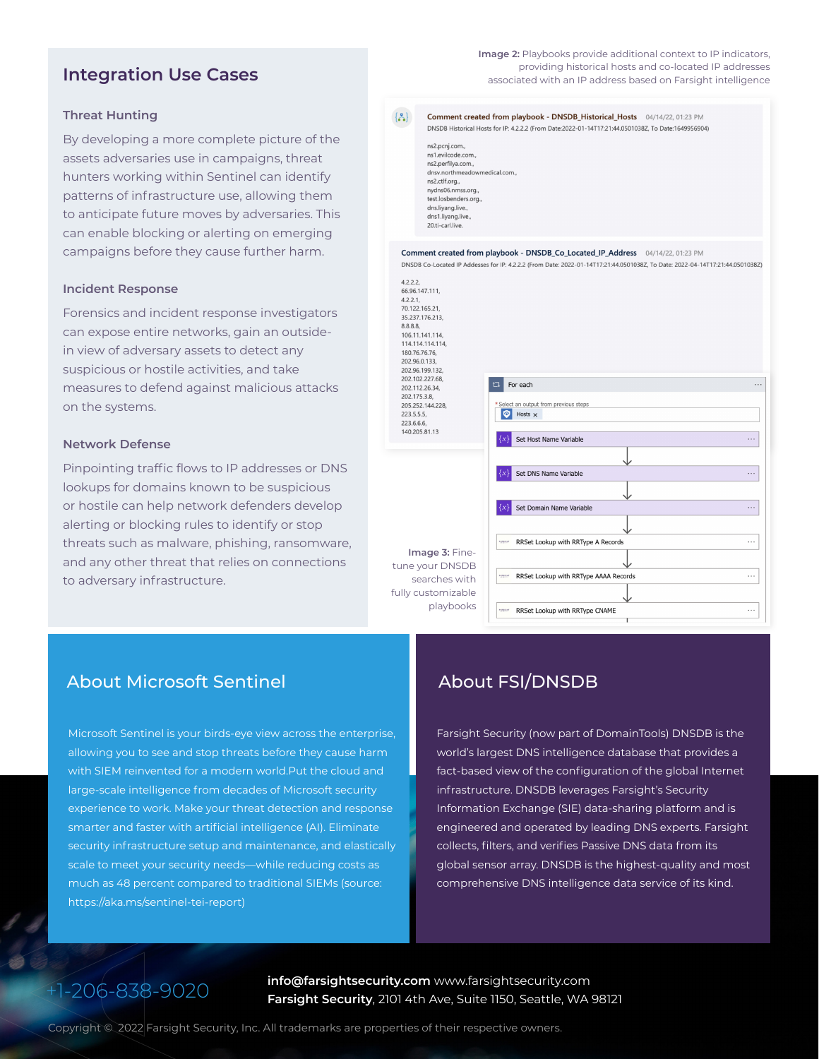## Integration Use Cases

### Threat Hunting

By developing a more complete picture of the assets adversaries use in campaigns, threat hunters working within Sentinel can identify patterns of infrastructure use, allowing them to anticipate future moves by adversaries. This can enable blocking or alerting on emerging campaigns before they cause further harm.

### Incident Response

Forensics and incident response investigators can expose entire networks, gain an outside-in view of adversary assets to detect any suspicious or hostile activities, and take measures to defend against malicious attacks on the systems.

### Network Defense

Pinpointing traffic flows to IP addresses or DNS lookups for domains known to be suspicious or hostile can help network defenders develop alerting or blocking rules to identify or stop threats such as malware, phishing, ransomware, and any other threat that relies on connections to adversary infrastructure.

**Image 2:** Playbooks provide additional context to IP indicators, providing historical hosts and co-located IP addresses associated with an IP address based on Farsight intelligence

**Image 3:** Fine-tune your DNSDB searches with fully customizable playbooks

## About Microsoft Sentinel

Microsoft Sentinel is your birds-eye view across the enterprise, allowing you to see and stop threats before they cause harm with SIEM reinvented for a modern world.Put the cloud and large-scale intelligence from decades of Microsoft security experience to work. Make your threat detection and response smarter and faster with artificial intelligence (AI). Eliminate security infrastructure setup and maintenance, and elastically scale to meet your security needs—while reducing costs as much as 48 percent compared to traditional SIEMs (source: https://aka.ms/sentinel-tei-report)

## About FSI/DNSDB

Farsight Security (now part of DomainTools) DNSDB is the world's largest DNS intelligence database that provides a fact-based view of the configuration of the global Internet infrastructure. DNSDB leverages Farsight's Security Information Exchange (SIE) data-sharing platform and is engineered and operated by leading DNS experts. Farsight collects, filters, and verifies Passive DNS data from its global sensor array. DNSDB is the highest-quality and most comprehensive DNS intelligence data service of its kind.

+1-206-838-9020

**info@farsightsecurity.com** www.farsightsecurity.com
**Farsight Security**, 2101 4th Ave, Suite 1150, Seattle, WA 98121

Copyright © 2022 Farsight Security, Inc. All trademarks are properties of their respective owners.